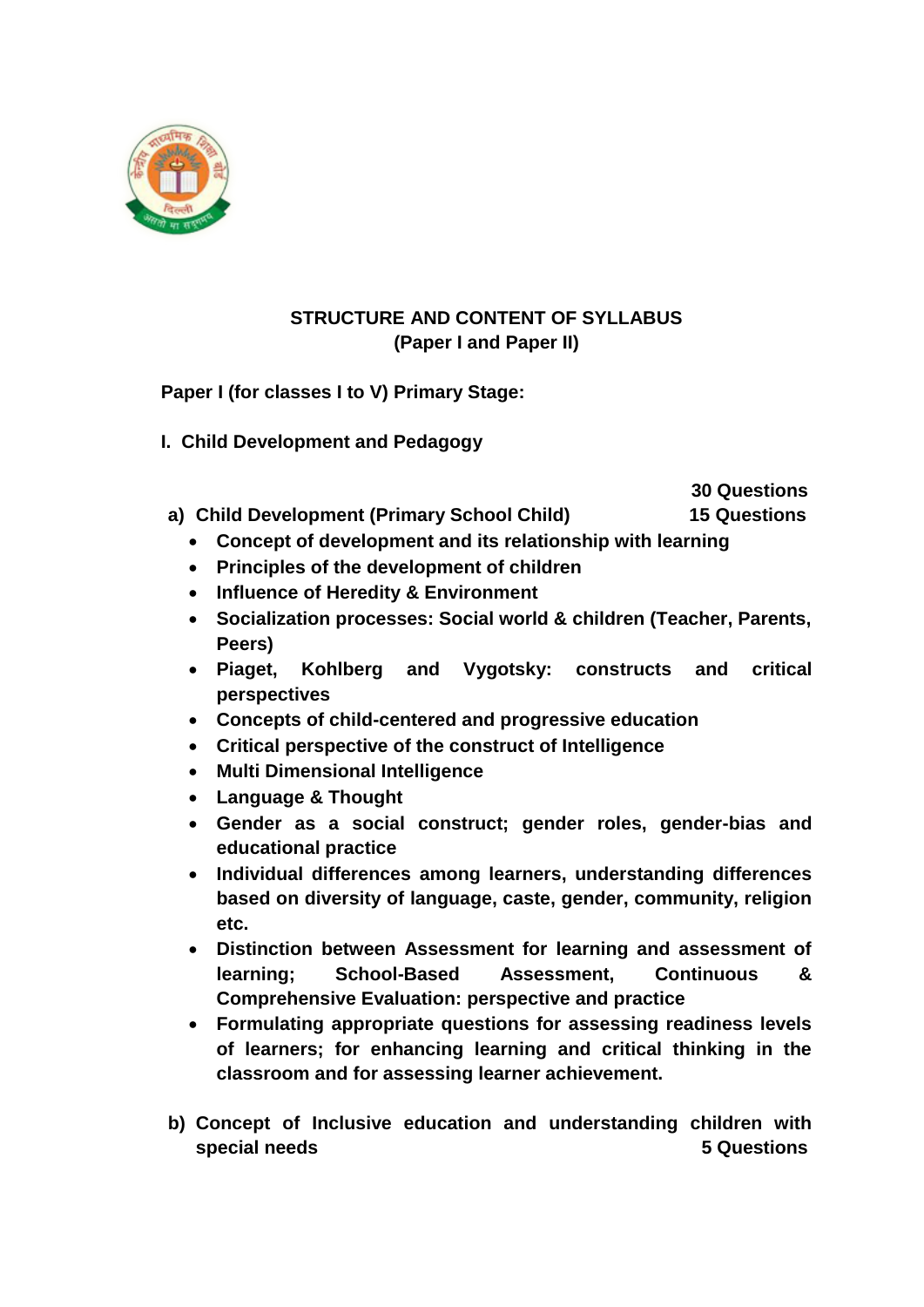**STRUCTURE AND CONTENT OF SYLLABUS**
**(Paper I and Paper II)**

**Paper I (for classes I to V) Primary Stage:**

**I. Child Development and Pedagogy**

**30 Questions**

**a) Child Development (Primary School Child) 15 Questions**

- **Concept of development and its relationship with learning**
- **Principles of the development of children**
- **Influence of Heredity & Environment**
- **Socialization processes: Social world & children (Teacher, Parents, Peers)**
- **Piaget, Kohlberg and Vygotsky: constructs and critical perspectives**
- **Concepts of child-centered and progressive education**
- **Critical perspective of the construct of Intelligence**
- **Multi Dimensional Intelligence**
- **Language & Thought**
- **Gender as a social construct; gender roles, gender-bias and educational practice**
- **Individual differences among learners, understanding differences based on diversity of language, caste, gender, community, religion etc.**
- **Distinction between Assessment for learning and assessment of learning; School-Based Assessment, Continuous & Comprehensive Evaluation: perspective and practice**
- **Formulating appropriate questions for assessing readiness levels of learners; for enhancing learning and critical thinking in the classroom and for assessing learner achievement.**

**b) Concept of Inclusive education and understanding children with special needs 5 Questions**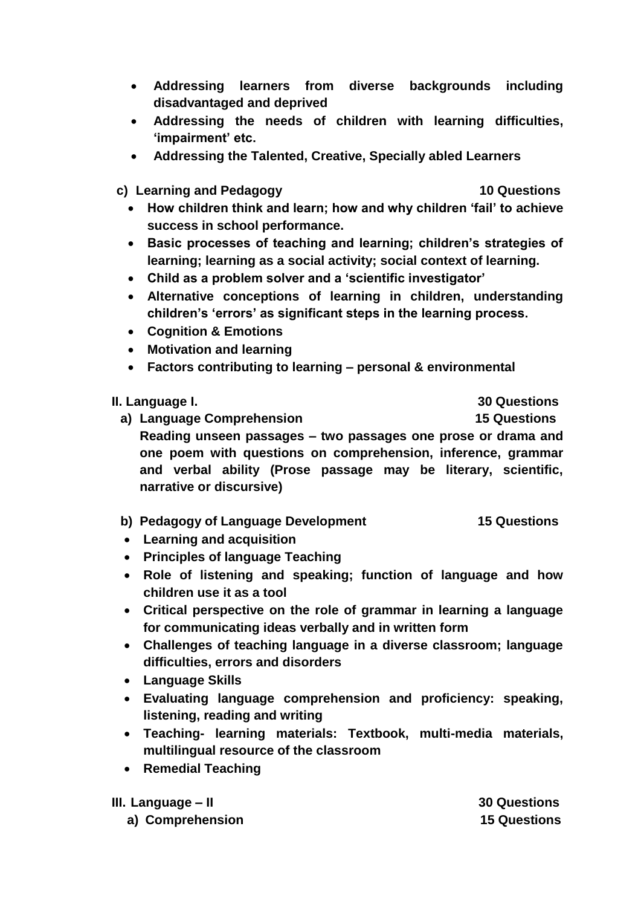- **Addressing learners from diverse backgrounds including disadvantaged and deprived**
- **Addressing the needs of children with learning difficulties, 'impairment' etc.**
- **Addressing the Talented, Creative, Specially abled Learners**

**c) Learning and Pedagogy — 10 Questions**

- **How children think and learn; how and why children 'fail' to achieve success in school performance.**
- **Basic processes of teaching and learning; children's strategies of learning; learning as a social activity; social context of learning.**
- **Child as a problem solver and a 'scientific investigator'**
- **Alternative conceptions of learning in children, understanding children's 'errors' as significant steps in the learning process.**
- **Cognition & Emotions**
- **Motivation and learning**
- **Factors contributing to learning – personal & environmental**

**II. Language I. — 30 Questions**

**a) Language Comprehension — 15 Questions**

**Reading unseen passages – two passages one prose or drama and one poem with questions on comprehension, inference, grammar and verbal ability (Prose passage may be literary, scientific, narrative or discursive)**

**b) Pedagogy of Language Development — 15 Questions**

- **Learning and acquisition**
- **Principles of language Teaching**
- **Role of listening and speaking; function of language and how children use it as a tool**
- **Critical perspective on the role of grammar in learning a language for communicating ideas verbally and in written form**
- **Challenges of teaching language in a diverse classroom; language difficulties, errors and disorders**
- **Language Skills**
- **Evaluating language comprehension and proficiency: speaking, listening, reading and writing**
- **Teaching- learning materials: Textbook, multi-media materials, multilingual resource of the classroom**
- **Remedial Teaching**

**III. Language – II — 30 Questions**

**a) Comprehension — 15 Questions**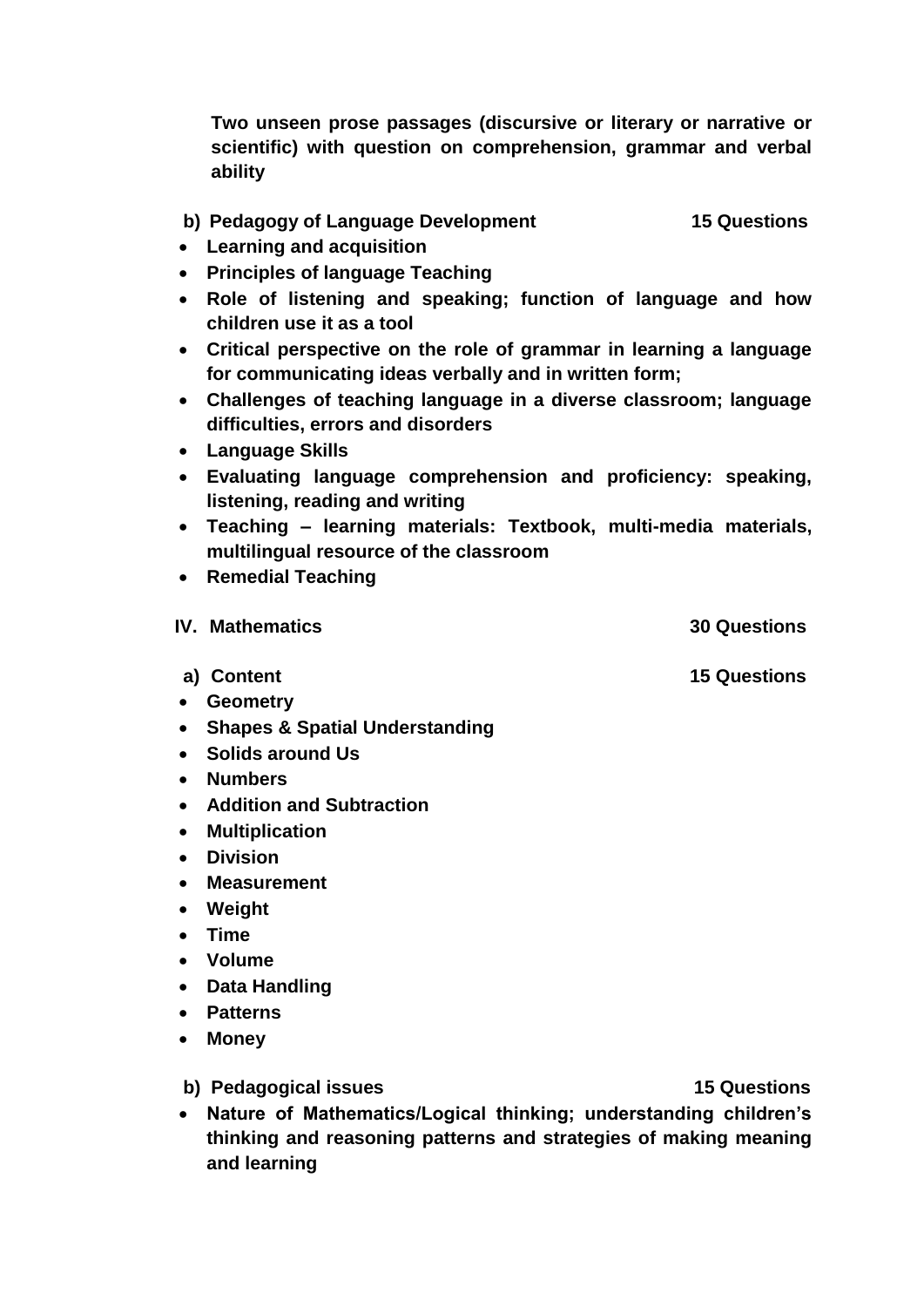**Two unseen prose passages (discursive or literary or narrative or scientific) with question on comprehension, grammar and verbal ability**

**b) Pedagogy of Language Development — 15 Questions**

- **Learning and acquisition**
- **Principles of language Teaching**
- **Role of listening and speaking; function of language and how children use it as a tool**
- **Critical perspective on the role of grammar in learning a language for communicating ideas verbally and in written form;**
- **Challenges of teaching language in a diverse classroom; language difficulties, errors and disorders**
- **Language Skills**
- **Evaluating language comprehension and proficiency: speaking, listening, reading and writing**
- **Teaching – learning materials: Textbook, multi-media materials, multilingual resource of the classroom**
- **Remedial Teaching**

**IV. Mathematics — 30 Questions**

**a) Content — 15 Questions**

- **Geometry**
- **Shapes & Spatial Understanding**
- **Solids around Us**
- **Numbers**
- **Addition and Subtraction**
- **Multiplication**
- **Division**
- **Measurement**
- **Weight**
- **Time**
- **Volume**
- **Data Handling**
- **Patterns**
- **Money**

**b) Pedagogical issues — 15 Questions**

- **Nature of Mathematics/Logical thinking; understanding children's thinking and reasoning patterns and strategies of making meaning and learning**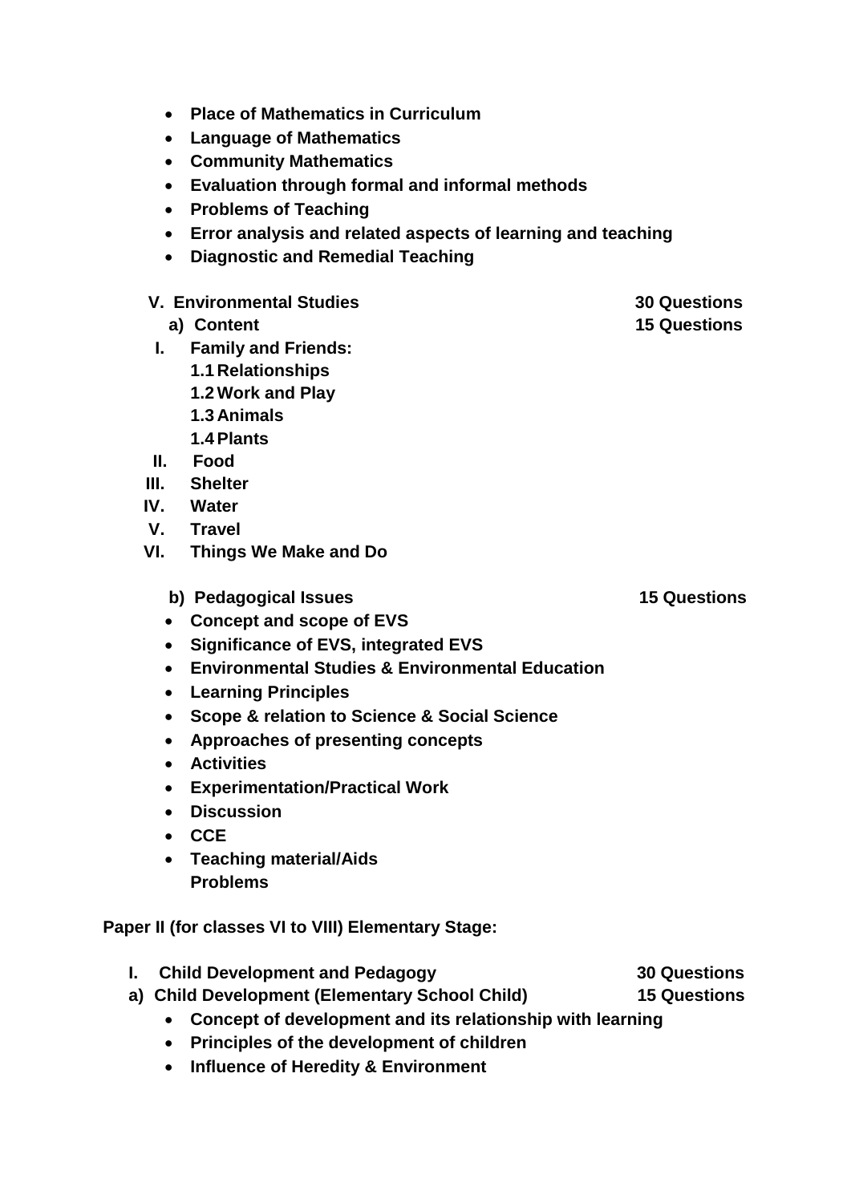- **Place of Mathematics in Curriculum**
- **Language of Mathematics**
- **Community Mathematics**
- **Evaluation through formal and informal methods**
- **Problems of Teaching**
- **Error analysis and related aspects of learning and teaching**
- **Diagnostic and Remedial Teaching**

**V. Environmental Studies** **30 Questions**

**a) Content** **15 Questions**

**I. Family and Friends:**

**1.1 Relationships**

**1.2 Work and Play**

**1.3 Animals**

**1.4 Plants**

**II. Food**

**III. Shelter**

**IV. Water**

**V. Travel**

**VI. Things We Make and Do**

**b) Pedagogical Issues** **15 Questions**

- **Concept and scope of EVS**
- **Significance of EVS, integrated EVS**
- **Environmental Studies & Environmental Education**
- **Learning Principles**
- **Scope & relation to Science & Social Science**
- **Approaches of presenting concepts**
- **Activities**
- **Experimentation/Practical Work**
- **Discussion**
- **CCE**
- **Teaching material/Aids**
  **Problems**

**Paper II (for classes VI to VIII) Elementary Stage:**

**I. Child Development and Pedagogy** **30 Questions**

**a) Child Development (Elementary School Child)** **15 Questions**

- **Concept of development and its relationship with learning**
- **Principles of the development of children**
- **Influence of Heredity & Environment**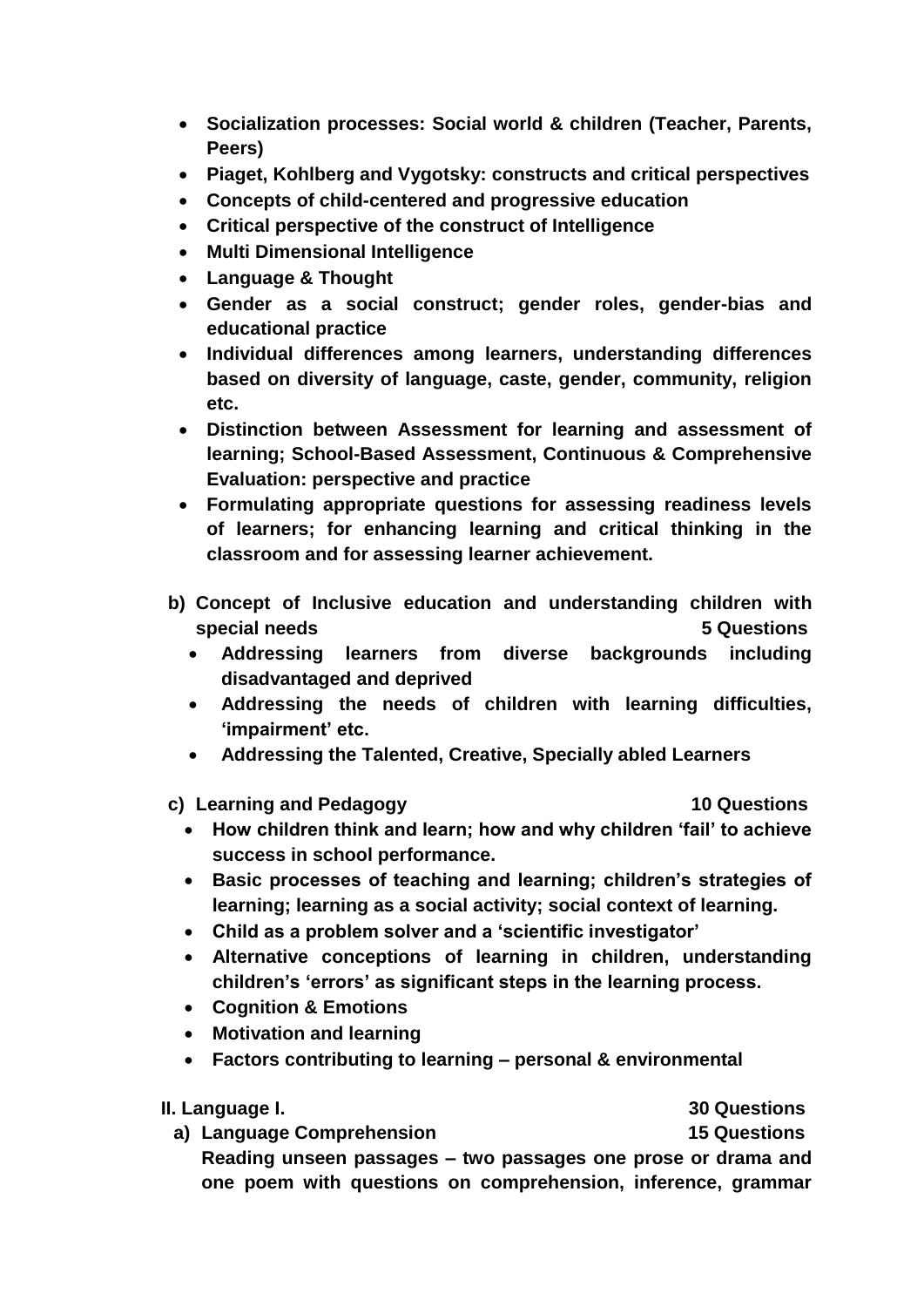- **Socialization processes: Social world & children (Teacher, Parents, Peers)**
- **Piaget, Kohlberg and Vygotsky: constructs and critical perspectives**
- **Concepts of child-centered and progressive education**
- **Critical perspective of the construct of Intelligence**
- **Multi Dimensional Intelligence**
- **Language & Thought**
- **Gender as a social construct; gender roles, gender-bias and educational practice**
- **Individual differences among learners, understanding differences based on diversity of language, caste, gender, community, religion etc.**
- **Distinction between Assessment for learning and assessment of learning; School-Based Assessment, Continuous & Comprehensive Evaluation: perspective and practice**
- **Formulating appropriate questions for assessing readiness levels of learners; for enhancing learning and critical thinking in the classroom and for assessing learner achievement.**

**b) Concept of Inclusive education and understanding children with special needs — 5 Questions**

- **Addressing learners from diverse backgrounds including disadvantaged and deprived**
- **Addressing the needs of children with learning difficulties, 'impairment' etc.**
- **Addressing the Talented, Creative, Specially abled Learners**

**c) Learning and Pedagogy — 10 Questions**

- **How children think and learn; how and why children 'fail' to achieve success in school performance.**
- **Basic processes of teaching and learning; children's strategies of learning; learning as a social activity; social context of learning.**
- **Child as a problem solver and a 'scientific investigator'**
- **Alternative conceptions of learning in children, understanding children's 'errors' as significant steps in the learning process.**
- **Cognition & Emotions**
- **Motivation and learning**
- **Factors contributing to learning – personal & environmental**

**II. Language I. — 30 Questions**

**a) Language Comprehension — 15 Questions**

**Reading unseen passages – two passages one prose or drama and one poem with questions on comprehension, inference, grammar**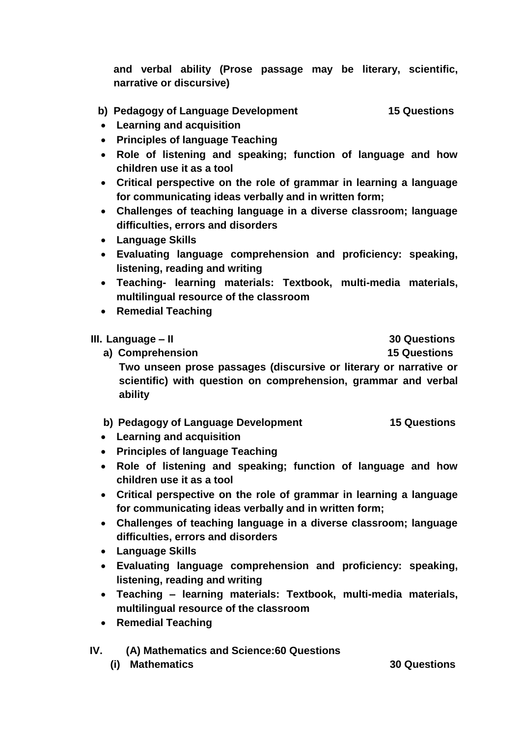**and verbal ability (Prose passage may be literary, scientific, narrative or discursive)**

**b) Pedagogy of Language Development 15 Questions**

- **Learning and acquisition**
- **Principles of language Teaching**
- **Role of listening and speaking; function of language and how children use it as a tool**
- **Critical perspective on the role of grammar in learning a language for communicating ideas verbally and in written form;**
- **Challenges of teaching language in a diverse classroom; language difficulties, errors and disorders**
- **Language Skills**
- **Evaluating language comprehension and proficiency: speaking, listening, reading and writing**
- **Teaching- learning materials: Textbook, multi-media materials, multilingual resource of the classroom**
- **Remedial Teaching**

**III. Language – II 30 Questions**

**a) Comprehension 15 Questions**

**Two unseen prose passages (discursive or literary or narrative or scientific) with question on comprehension, grammar and verbal ability**

**b) Pedagogy of Language Development 15 Questions**

- **Learning and acquisition**
- **Principles of language Teaching**
- **Role of listening and speaking; function of language and how children use it as a tool**
- **Critical perspective on the role of grammar in learning a language for communicating ideas verbally and in written form;**
- **Challenges of teaching language in a diverse classroom; language difficulties, errors and disorders**
- **Language Skills**
- **Evaluating language comprehension and proficiency: speaking, listening, reading and writing**
- **Teaching – learning materials: Textbook, multi-media materials, multilingual resource of the classroom**
- **Remedial Teaching**

**IV. (A) Mathematics and Science:60 Questions**

**(i) Mathematics 30 Questions**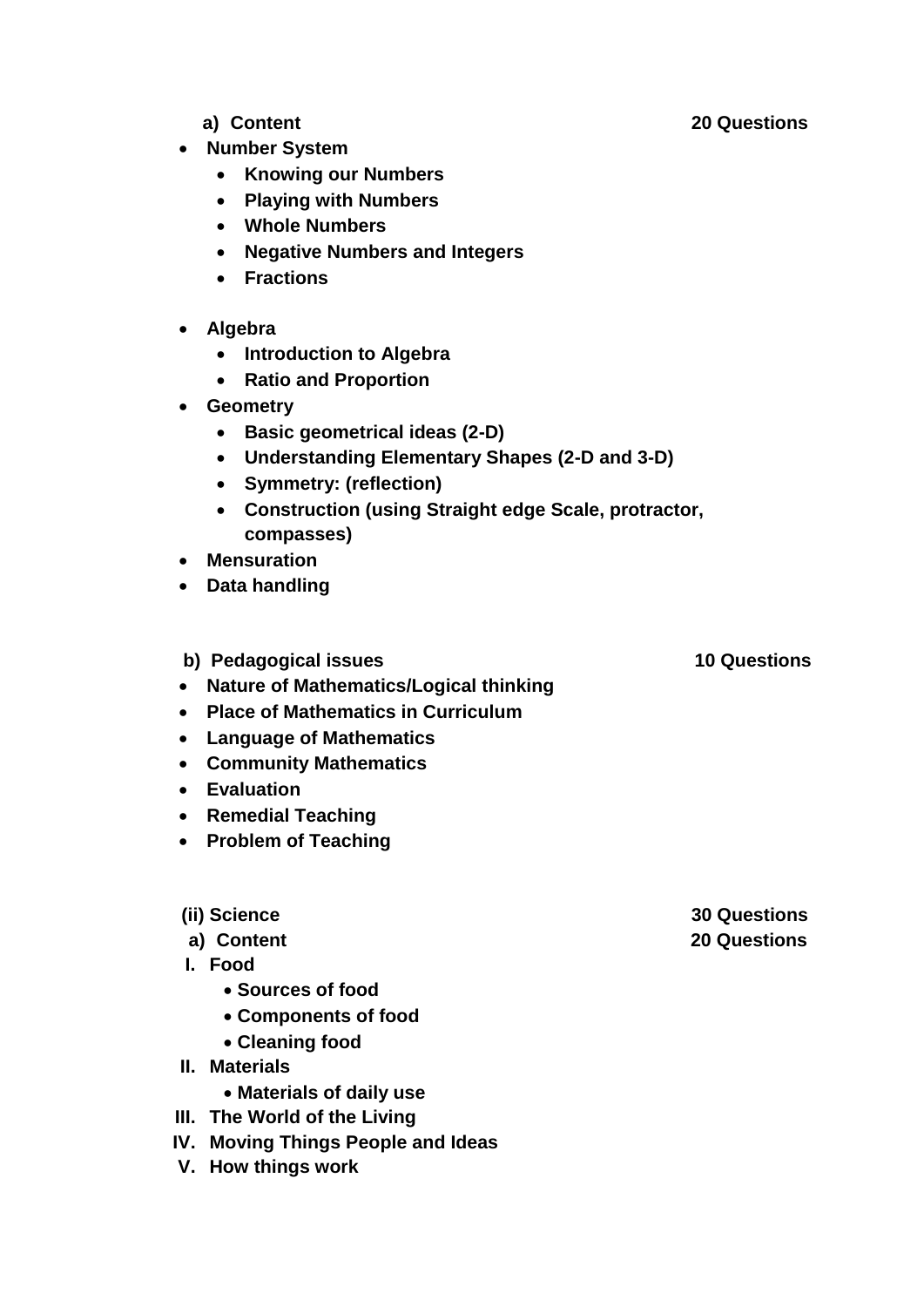**a) Content** **20 Questions**

- **Number System**
  - **Knowing our Numbers**
  - **Playing with Numbers**
  - **Whole Numbers**
  - **Negative Numbers and Integers**
  - **Fractions**
- **Algebra**
  - **Introduction to Algebra**
  - **Ratio and Proportion**
- **Geometry**
  - **Basic geometrical ideas (2-D)**
  - **Understanding Elementary Shapes (2-D and 3-D)**
  - **Symmetry: (reflection)**
  - **Construction (using Straight edge Scale, protractor, compasses)**
- **Mensuration**
- **Data handling**

**b) Pedagogical issues** **10 Questions**

- **Nature of Mathematics/Logical thinking**
- **Place of Mathematics in Curriculum**
- **Language of Mathematics**
- **Community Mathematics**
- **Evaluation**
- **Remedial Teaching**
- **Problem of Teaching**

**(ii) Science** **30 Questions**

**a) Content** **20 Questions**

I. **Food**
   - **Sources of food**
   - **Components of food**
   - **Cleaning food**

II. **Materials**
   - **Materials of daily use**

III. **The World of the Living**

IV. **Moving Things People and Ideas**

V. **How things work**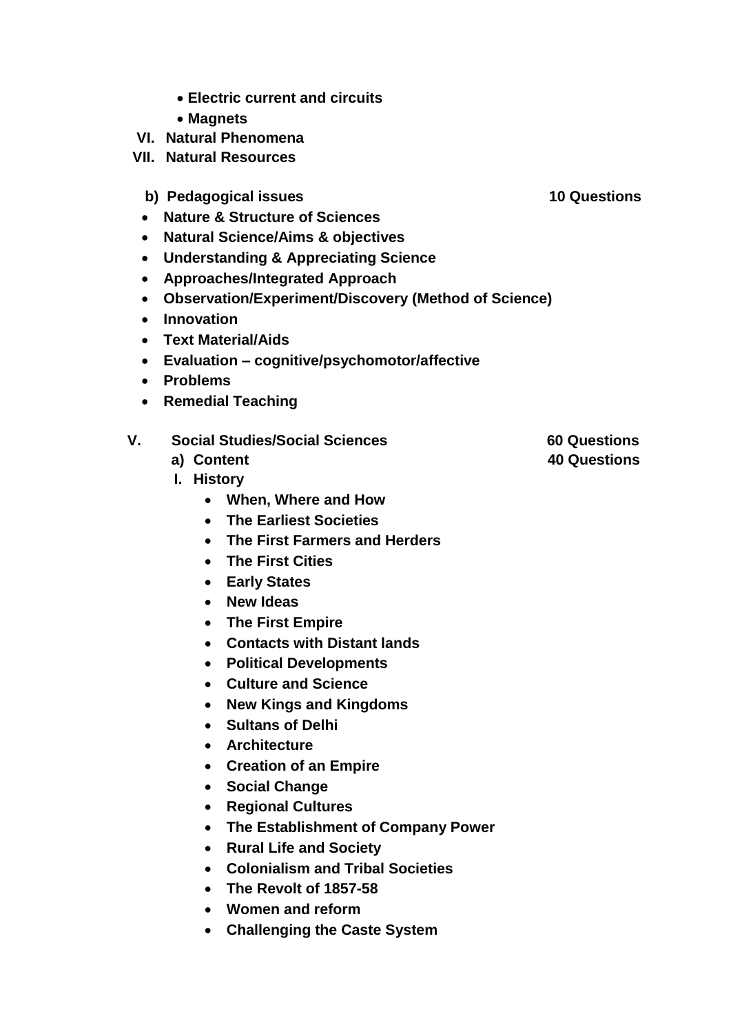- **Electric current and circuits**
- **Magnets**

**VI. Natural Phenomena**

**VII. Natural Resources**

**b) Pedagogical issues** **10 Questions**

- **Nature & Structure of Sciences**
- **Natural Science/Aims & objectives**
- **Understanding & Appreciating Science**
- **Approaches/Integrated Approach**
- **Observation/Experiment/Discovery (Method of Science)**
- **Innovation**
- **Text Material/Aids**
- **Evaluation – cognitive/psychomotor/affective**
- **Problems**
- **Remedial Teaching**

**V. Social Studies/Social Sciences** **60 Questions**

**a) Content** **40 Questions**

**I. History**

- **When, Where and How**
- **The Earliest Societies**
- **The First Farmers and Herders**
- **The First Cities**
- **Early States**
- **New Ideas**
- **The First Empire**
- **Contacts with Distant lands**
- **Political Developments**
- **Culture and Science**
- **New Kings and Kingdoms**
- **Sultans of Delhi**
- **Architecture**
- **Creation of an Empire**
- **Social Change**
- **Regional Cultures**
- **The Establishment of Company Power**
- **Rural Life and Society**
- **Colonialism and Tribal Societies**
- **The Revolt of 1857-58**
- **Women and reform**
- **Challenging the Caste System**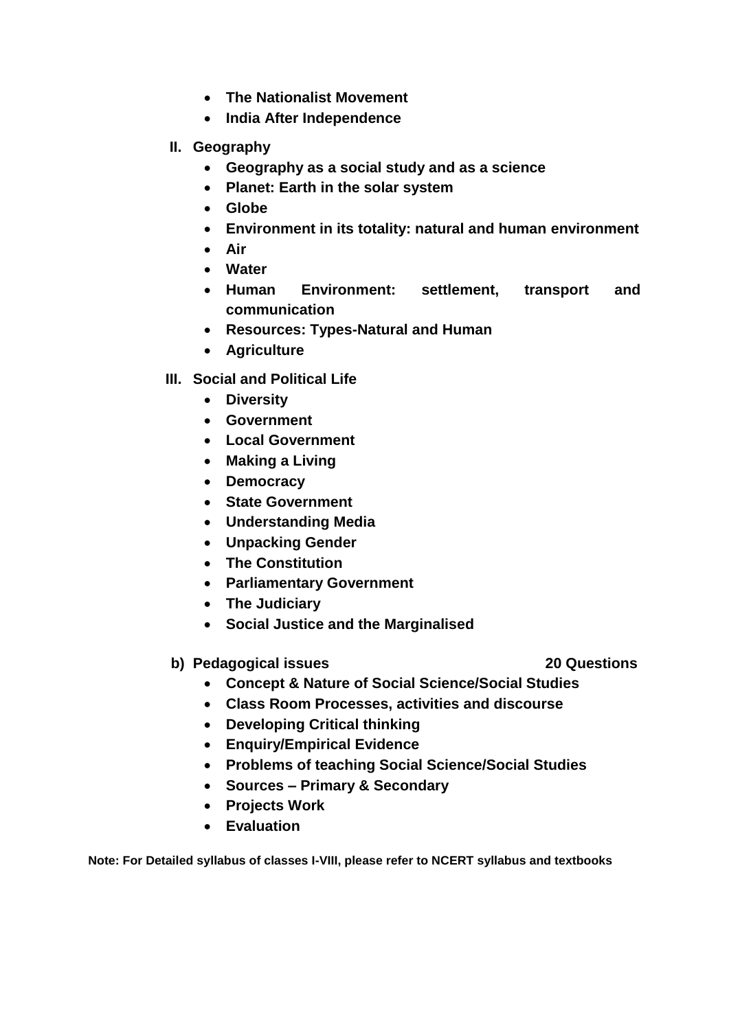- **The Nationalist Movement**
- **India After Independence**

**II. Geography**

- **Geography as a social study and as a science**
- **Planet: Earth in the solar system**
- **Globe**
- **Environment in its totality: natural and human environment**
- **Air**
- **Water**
- **Human Environment: settlement, transport and communication**
- **Resources: Types-Natural and Human**
- **Agriculture**

**III. Social and Political Life**

- **Diversity**
- **Government**
- **Local Government**
- **Making a Living**
- **Democracy**
- **State Government**
- **Understanding Media**
- **Unpacking Gender**
- **The Constitution**
- **Parliamentary Government**
- **The Judiciary**
- **Social Justice and the Marginalised**

**b) Pedagogical issues** **20 Questions**

- **Concept & Nature of Social Science/Social Studies**
- **Class Room Processes, activities and discourse**
- **Developing Critical thinking**
- **Enquiry/Empirical Evidence**
- **Problems of teaching Social Science/Social Studies**
- **Sources – Primary & Secondary**
- **Projects Work**
- **Evaluation**

**Note: For Detailed syllabus of classes I-VIII, please refer to NCERT syllabus and textbooks**